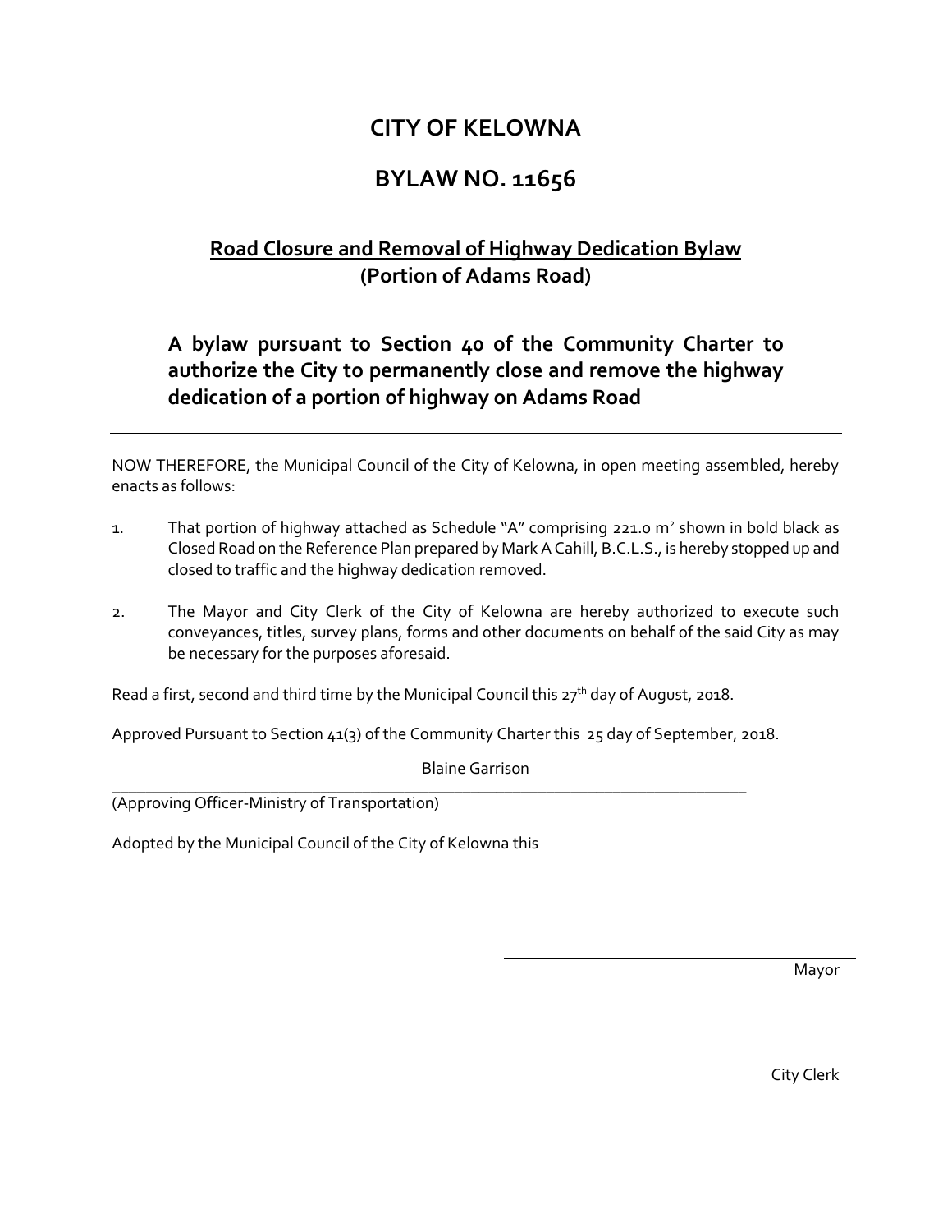# CITY OF KELOWNA

# BYLAW NO. 11656

## Road Closure and Removal of Highway Dedication Bylaw
## (Portion of Adams Road)

### A bylaw pursuant to Section 40 of the Community Charter to authorize the City to permanently close and remove the highway dedication of a portion of highway on Adams Road

---

NOW THEREFORE, the Municipal Council of the City of Kelowna, in open meeting assembled, hereby enacts as follows:

1. That portion of highway attached as Schedule "A" comprising 221.0 $m^2$ shown in bold black as Closed Road on the Reference Plan prepared by Mark A Cahill, B.C.L.S., is hereby stopped up and closed to traffic and the highway dedication removed.

2. The Mayor and City Clerk of the City of Kelowna are hereby authorized to execute such conveyances, titles, survey plans, forms and other documents on behalf of the said City as may be necessary for the purposes aforesaid.

Read a first, second and third time by the Municipal Council this 27th day of August, 2018.

Approved Pursuant to Section 41(3) of the Community Charter this 25 day of September, 2018.

Blaine Garrison

(Approving Officer-Ministry of Transportation)

Adopted by the Municipal Council of the City of Kelowna this

Mayor

City Clerk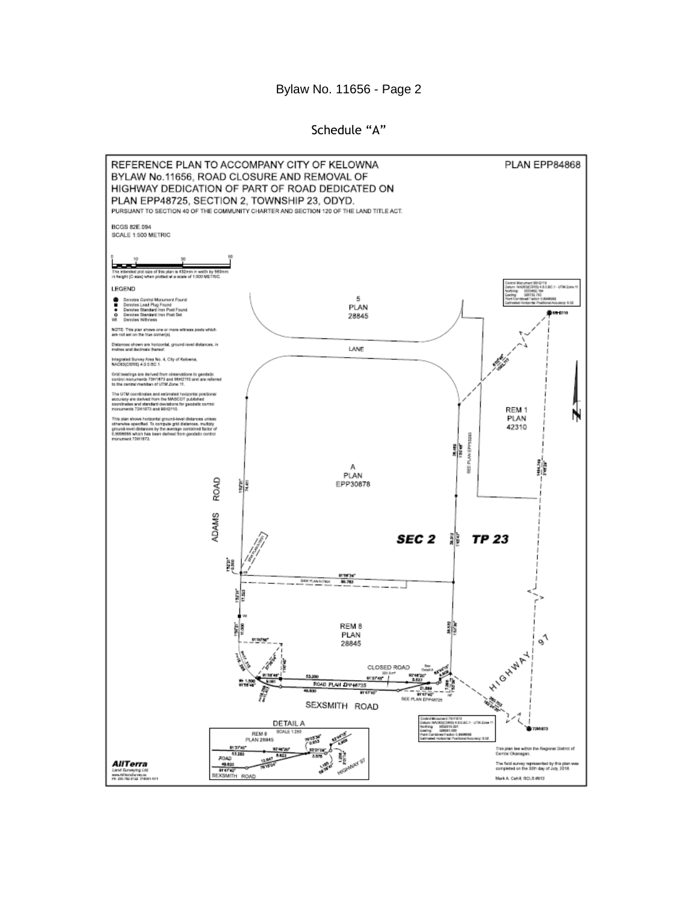Bylaw No. 11656 - Page 2

Schedule "A"

REFERENCE PLAN TO ACCOMPANY CITY OF KELOWNA BYLAW No.11656, ROAD CLOSURE AND REMOVAL OF HIGHWAY DEDICATION OF PART OF ROAD DEDICATED ON PLAN EPP48725, SECTION 2, TOWNSHIP 23, ODYD.

PURSUANT TO SECTION 40 OF THE COMMUNITY CHARTER AND SECTION 120 OF THE LAND TITLE ACT.

PLAN EPP84868

BCGS 82E.094

SCALE 1:500 METRIC

0 10 30 50

The intended plot size of this plan is 432mm in width by 560mm in height (C-size) when plotted at a scale of 1:500 METRIC.

LEGEND

- Denotes Control Monument Found
- Denotes Lead Plug Found
- Denotes Standard Iron Post Found
- Denotes Standard Iron Post Set
- Wit. Denotes Witness

NOTE: This plan shows one or more witness posts which are not set on the true corner(s).

Distances shown are horizontal, ground-level distances, in metres and decimals thereof.

Integrated Survey Area No. 4, City of Kelowna, NAD83(CSRS) 4.0.0.BC.1.

Grid bearings are derived from observations to geodetic control monuments 73H1873 and 99H2110 and are referred to the central meridian of UTM Zone 11.

The UTM coordinates and estimated horizontal positional accuracy are derived from the MASCOT published coordinates and standard deviations for geodetic control monuments 73H1873 and 99H2110.

This plan shows horizontal ground-level distances unless otherwise specified. To compute grid distances, multiply ground-level distances by the average combined factor of 0.9998956 which has been derived from geodetic control monument 73H1873.

Control Monument 99H2110
Datum: NAD83(CSRS) 4.0.0.BC.1 - UTM Zone 11
Northing: 5533462.194
Easting: 320732.703
Point Combined Factor: 0.9998982
Estimated Horizontal Positional Accuracy: 0.02

Control Monument 73H1873
Datum: NAD83(CSRS) 4.0.0.BC.1 - UTM Zone 11
Northing: 5532019.321
Easting: 320981.006
Point Combined Factor: 0.9998955
Estimated Horizontal Positional Accuracy: 0.02

5 PLAN 28845

LANE

A PLAN EPP30878

REM 1 PLAN 42310

REM 8 PLAN 28845

ADAMS ROAD

SEC 2 TP 23

HIGHWAY 97

CLOSED ROAD 221.0 m²

ROAD PLAN EPP48725

SEXSMITH ROAD

SEE PLAN EPP53283

SEE PLAN EPP48725

SRW PLAN A17964

DETAIL A SCALE 1:250

99H2110

73H1873

This plan lies within the Regional District of Central Okanagan.

The field survey represented by this plan was completed on the 30th day of July, 2018.

Mark A. Cahill, BCLS #812

AllTerra Land Surveying Ltd.
www.AllTerraSurvey.ca